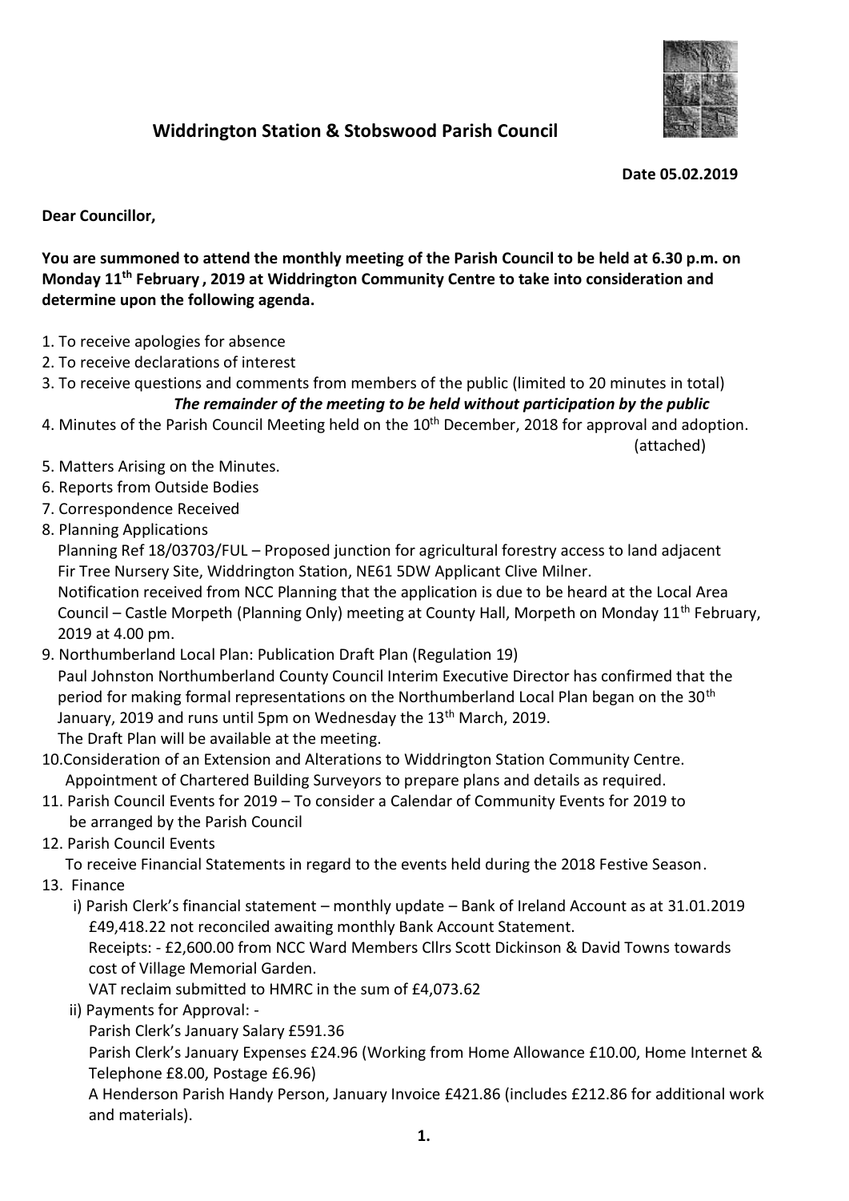## Widdrington Station & Stobswood Parish Council

**Date 05.02.2019**

**Dear Councillor,**

**You are summoned to attend the monthly meeting of the Parish Council to be held at 6.30 p.m. on Monday 11th February , 2019 at Widdrington Community Centre to take into consideration and determine upon the following agenda.**

1. To receive apologies for absence
2. To receive declarations of interest
3. To receive questions and comments from members of the public (limited to 20 minutes in total)

   ***The remainder of the meeting to be held without participation by the public***

4. Minutes of the Parish Council Meeting held on the 10th December, 2018 for approval and adoption. (attached)
5. Matters Arising on the Minutes.
6. Reports from Outside Bodies
7. Correspondence Received
8. Planning Applications

   Planning Ref 18/03703/FUL – Proposed junction for agricultural forestry access to land adjacent Fir Tree Nursery Site, Widdrington Station, NE61 5DW Applicant Clive Milner.

   Notification received from NCC Planning that the application is due to be heard at the Local Area Council – Castle Morpeth (Planning Only) meeting at County Hall, Morpeth on Monday 11th February, 2019 at 4.00 pm.

9. Northumberland Local Plan: Publication Draft Plan (Regulation 19)

   Paul Johnston Northumberland County Council Interim Executive Director has confirmed that the period for making formal representations on the Northumberland Local Plan began on the 30th January, 2019 and runs until 5pm on Wednesday the 13th March, 2019.

   The Draft Plan will be available at the meeting.

10. Consideration of an Extension and Alterations to Widdrington Station Community Centre. Appointment of Chartered Building Surveyors to prepare plans and details as required.
11. Parish Council Events for 2019 – To consider a Calendar of Community Events for 2019 to be arranged by the Parish Council
12. Parish Council Events

    To receive Financial Statements in regard to the events held during the 2018 Festive Season.

13. Finance

    i) Parish Clerk's financial statement – monthly update – Bank of Ireland Account as at 31.01.2019 £49,418.22 not reconciled awaiting monthly Bank Account Statement.

    Receipts: - £2,600.00 from NCC Ward Members Cllrs Scott Dickinson & David Towns towards cost of Village Memorial Garden.

    VAT reclaim submitted to HMRC in the sum of £4,073.62

    ii) Payments for Approval: -

    Parish Clerk's January Salary £591.36

    Parish Clerk's January Expenses £24.96 (Working from Home Allowance £10.00, Home Internet & Telephone £8.00, Postage £6.96)

    A Henderson Parish Handy Person, January Invoice £421.86 (includes £212.86 for additional work and materials).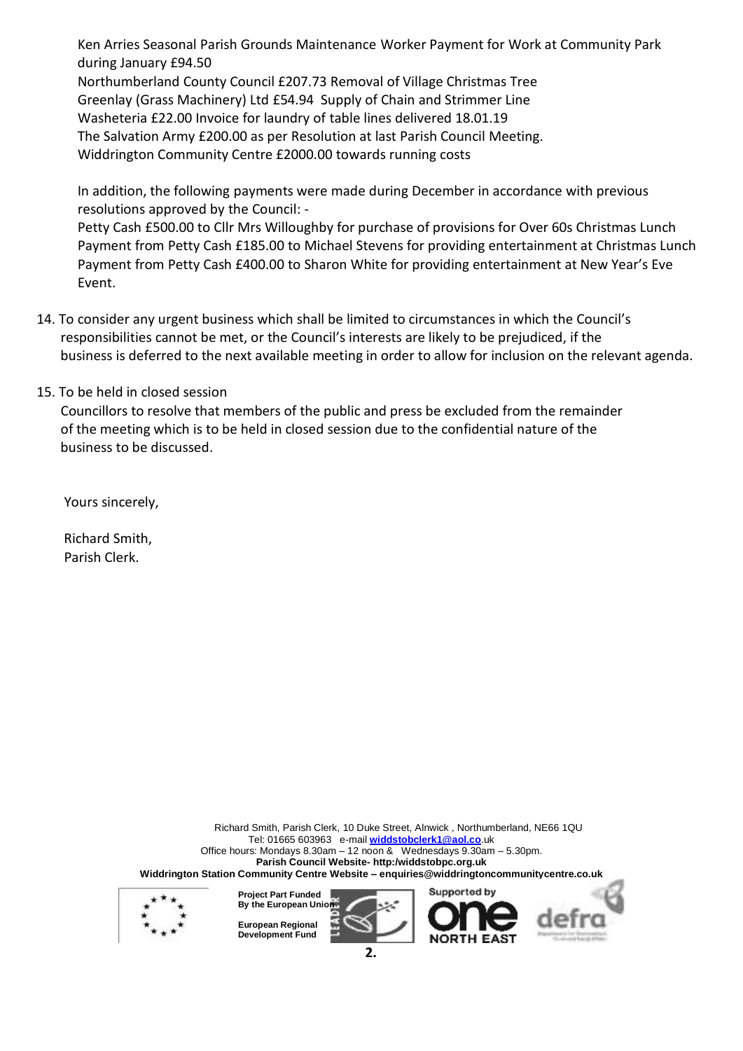Ken Arries Seasonal Parish Grounds Maintenance Worker Payment for Work at Community Park during January £94.50
Northumberland County Council £207.73 Removal of Village Christmas Tree
Greenlay (Grass Machinery) Ltd £54.94 Supply of Chain and Strimmer Line
Washeteria £22.00 Invoice for laundry of table lines delivered 18.01.19
The Salvation Army £200.00 as per Resolution at last Parish Council Meeting.
Widdrington Community Centre £2000.00 towards running costs

In addition, the following payments were made during December in accordance with previous resolutions approved by the Council: -
Petty Cash £500.00 to Cllr Mrs Willoughby for purchase of provisions for Over 60s Christmas Lunch
Payment from Petty Cash £185.00 to Michael Stevens for providing entertainment at Christmas Lunch
Payment from Petty Cash £400.00 to Sharon White for providing entertainment at New Year's Eve Event.

14. To consider any urgent business which shall be limited to circumstances in which the Council's responsibilities cannot be met, or the Council's interests are likely to be prejudiced, if the business is deferred to the next available meeting in order to allow for inclusion on the relevant agenda.

15. To be held in closed session
Councillors to resolve that members of the public and press be excluded from the remainder of the meeting which is to be held in closed session due to the confidential nature of the business to be discussed.

Yours sincerely,

Richard Smith,
Parish Clerk.

Richard Smith, Parish Clerk, 10 Duke Street, Alnwick , Northumberland, NE66 1QU
Tel: 01665 603963 e-mail **widdstobclerk1@aol.co**.uk
Office hours: Mondays 8.30am – 12 noon & Wednesdays 9.30am – 5.30pm.
**Parish Council Website- http:/widdstobpc.org.uk**
**Widdrington Station Community Centre Website – enquiries@widdringtoncommunitycentre.co.uk**

**Project Part Funded By the European Union**
**European Regional Development Fund**
LEADER
Supported by one NORTH EAST
defra